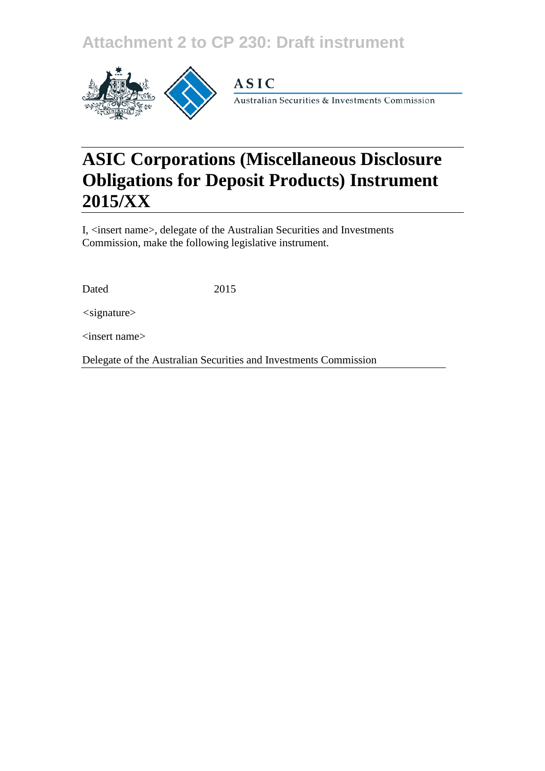Attachment 2 to CP 230: Draft instrument

ASIC

Australian Securities & Investments Commission

# ASIC Corporations (Miscellaneous Disclosure Obligations for Deposit Products) Instrument 2015/XX

I, <insert name>, delegate of the Australian Securities and Investments Commission, make the following legislative instrument.

Dated 2015

<signature>

<insert name>

Delegate of the Australian Securities and Investments Commission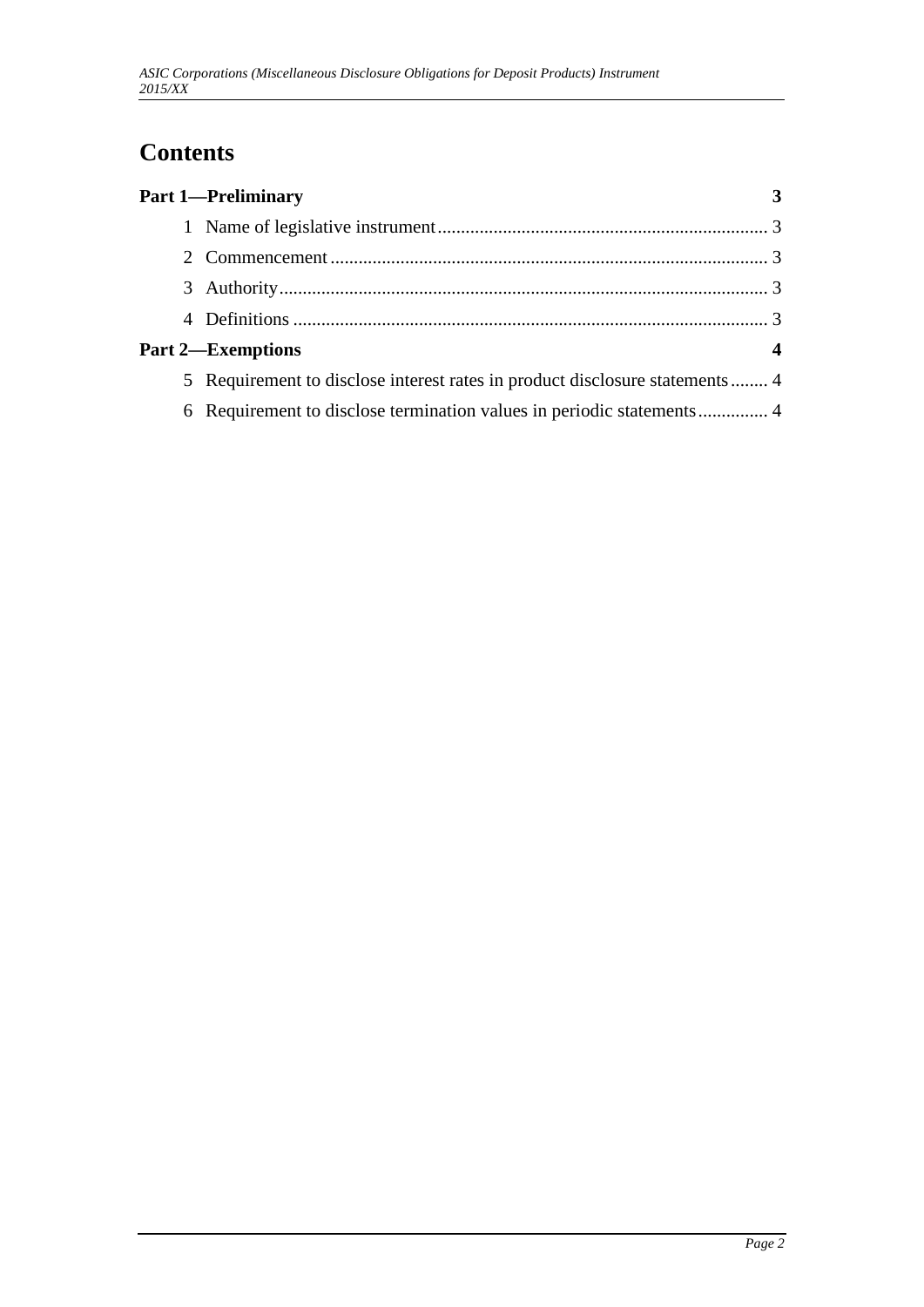# Contents

**Part 1—Preliminary** 3

1 Name of legislative instrument 3

2 Commencement 3

3 Authority 3

4 Definitions 3

**Part 2—Exemptions** 4

5 Requirement to disclose interest rates in product disclosure statements 4

6 Requirement to disclose termination values in periodic statements 4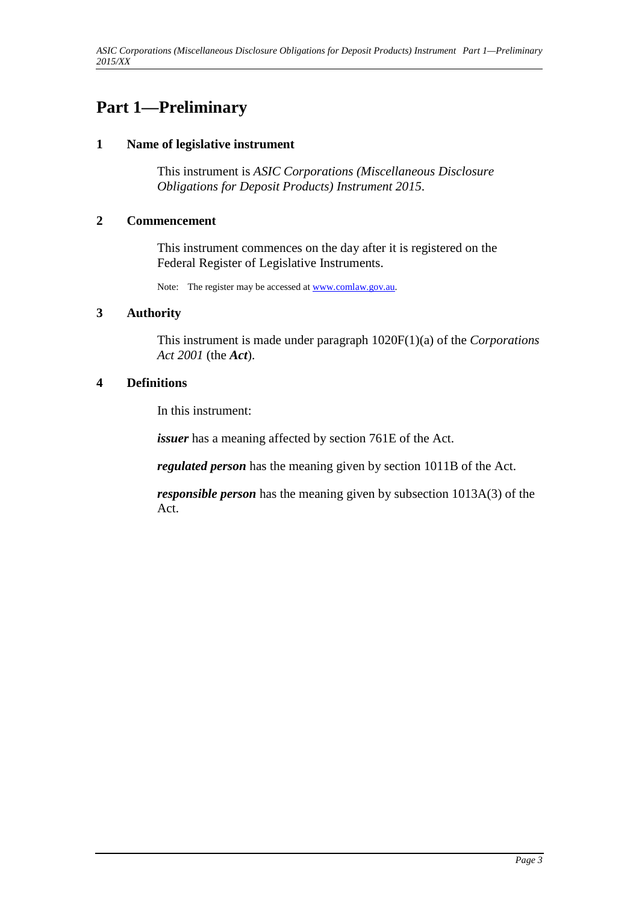# Part 1—Preliminary

## 1 Name of legislative instrument

This instrument is *ASIC Corporations (Miscellaneous Disclosure Obligations for Deposit Products) Instrument 2015*.

## 2 Commencement

This instrument commences on the day after it is registered on the Federal Register of Legislative Instruments.

Note: The register may be accessed at www.comlaw.gov.au.

## 3 Authority

This instrument is made under paragraph 1020F(1)(a) of the *Corporations Act 2001* (the ***Act***).

## 4 Definitions

In this instrument:

***issuer*** has a meaning affected by section 761E of the Act.

***regulated person*** has the meaning given by section 1011B of the Act.

***responsible person*** has the meaning given by subsection 1013A(3) of the Act.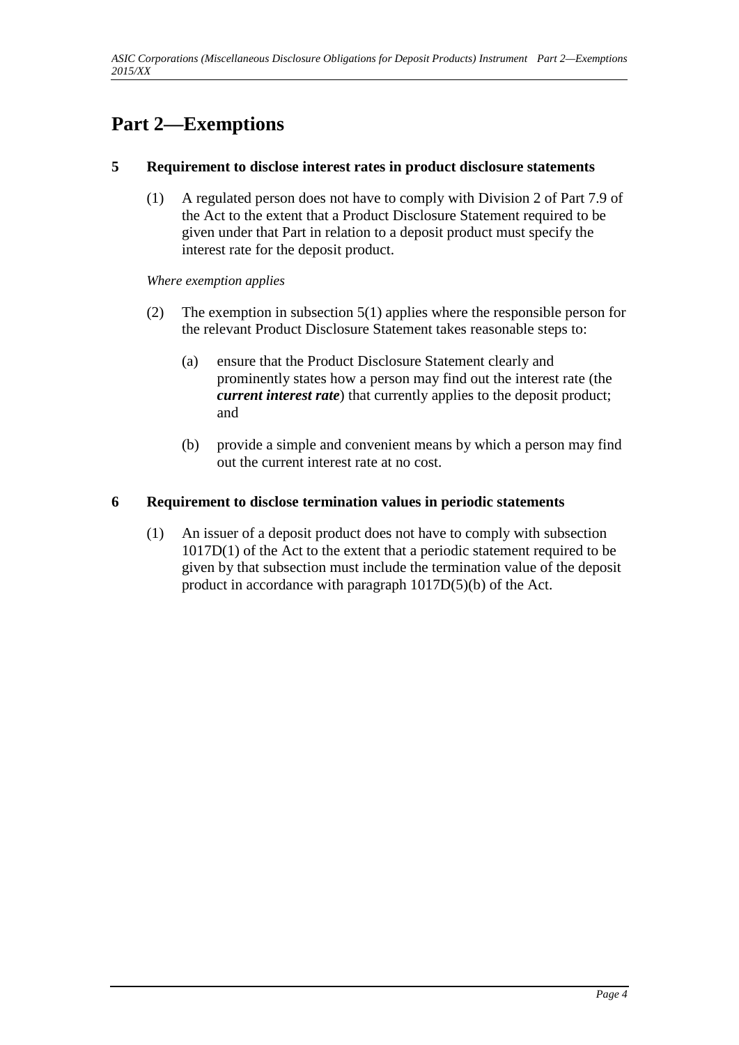# Part 2—Exemptions

## 5 Requirement to disclose interest rates in product disclosure statements

(1) A regulated person does not have to comply with Division 2 of Part 7.9 of the Act to the extent that a Product Disclosure Statement required to be given under that Part in relation to a deposit product must specify the interest rate for the deposit product.

*Where exemption applies*

(2) The exemption in subsection 5(1) applies where the responsible person for the relevant Product Disclosure Statement takes reasonable steps to:

(a) ensure that the Product Disclosure Statement clearly and prominently states how a person may find out the interest rate (the ***current interest rate***) that currently applies to the deposit product; and

(b) provide a simple and convenient means by which a person may find out the current interest rate at no cost.

## 6 Requirement to disclose termination values in periodic statements

(1) An issuer of a deposit product does not have to comply with subsection 1017D(1) of the Act to the extent that a periodic statement required to be given by that subsection must include the termination value of the deposit product in accordance with paragraph 1017D(5)(b) of the Act.